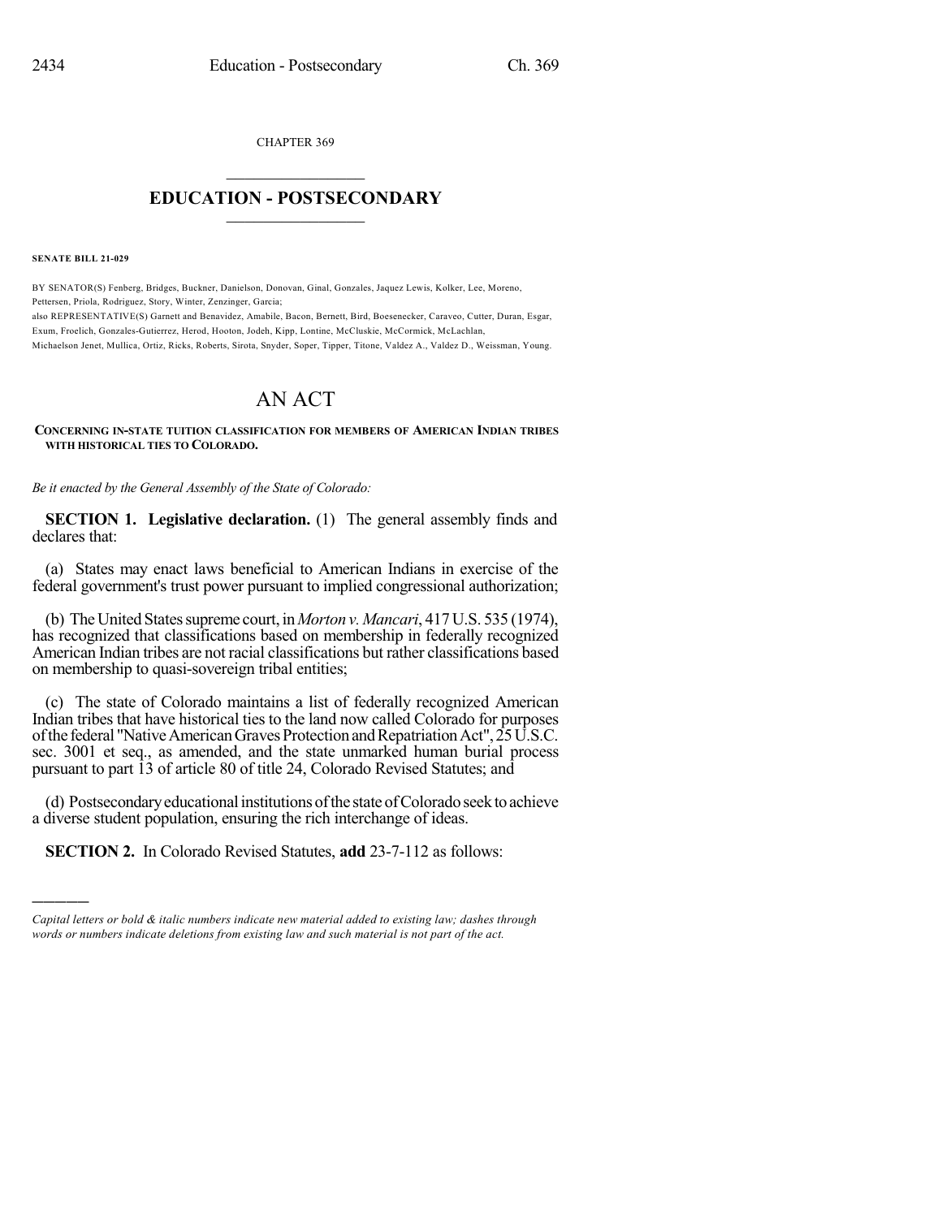CHAPTER 369

# EDUCATION - POSTSECONDARY

**SENATE BILL 21-029**

BY SENATOR(S) Fenberg, Bridges, Buckner, Danielson, Donovan, Ginal, Gonzales, Jaquez Lewis, Kolker, Lee, Moreno, Pettersen, Priola, Rodriguez, Story, Winter, Zenzinger, Garcia;
also REPRESENTATIVE(S) Garnett and Benavidez, Amabile, Bacon, Bernett, Bird, Boesenecker, Caraveo, Cutter, Duran, Esgar, Exum, Froelich, Gonzales-Gutierrez, Herod, Hooton, Jodeh, Kipp, Lontine, McCluskie, McCormick, McLachlan, Michaelson Jenet, Mullica, Ortiz, Ricks, Roberts, Sirota, Snyder, Soper, Tipper, Titone, Valdez A., Valdez D., Weissman, Young.

# AN ACT

**CONCERNING IN-STATE TUITION CLASSIFICATION FOR MEMBERS OF AMERICAN INDIAN TRIBES WITH HISTORICAL TIES TO COLORADO.**

*Be it enacted by the General Assembly of the State of Colorado:*

**SECTION 1. Legislative declaration.** (1) The general assembly finds and declares that:

(a) States may enact laws beneficial to American Indians in exercise of the federal government's trust power pursuant to implied congressional authorization;

(b) The United States supreme court, in *Morton v. Mancari*, 417 U.S. 535 (1974), has recognized that classifications based on membership in federally recognized American Indian tribes are not racial classifications but rather classifications based on membership to quasi-sovereign tribal entities;

(c) The state of Colorado maintains a list of federally recognized American Indian tribes that have historical ties to the land now called Colorado for purposes of the federal "Native American Graves Protection and Repatriation Act", 25 U.S.C. sec. 3001 et seq., as amended, and the state unmarked human burial process pursuant to part 13 of article 80 of title 24, Colorado Revised Statutes; and

(d) Postsecondary educational institutions of the state of Colorado seek to achieve a diverse student population, ensuring the rich interchange of ideas.

**SECTION 2.** In Colorado Revised Statutes, **add** 23-7-112 as follows:

---

*Capital letters or bold & italic numbers indicate new material added to existing law; dashes through words or numbers indicate deletions from existing law and such material is not part of the act.*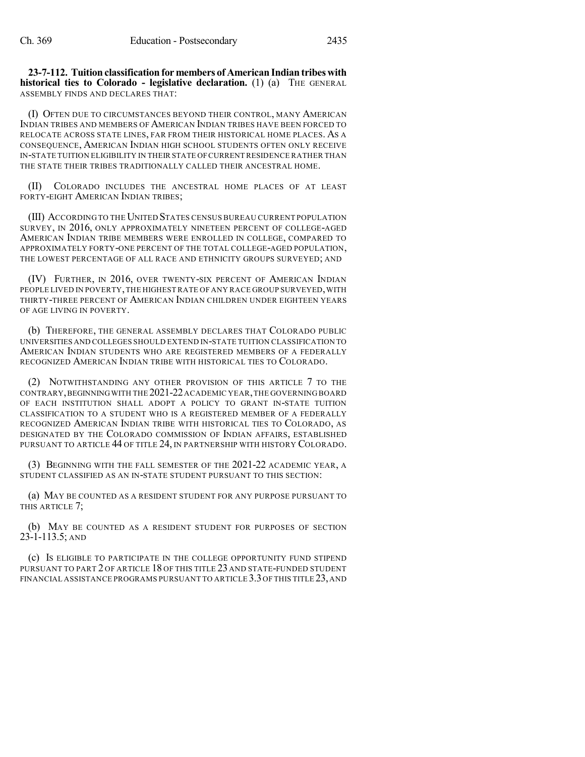**23-7-112. Tuition classification for members of American Indian tribes with historical ties to Colorado - legislative declaration.** (1) (a) THE GENERAL ASSEMBLY FINDS AND DECLARES THAT:

(I) OFTEN DUE TO CIRCUMSTANCES BEYOND THEIR CONTROL, MANY AMERICAN INDIAN TRIBES AND MEMBERS OF AMERICAN INDIAN TRIBES HAVE BEEN FORCED TO RELOCATE ACROSS STATE LINES, FAR FROM THEIR HISTORICAL HOME PLACES. AS A CONSEQUENCE, AMERICAN INDIAN HIGH SCHOOL STUDENTS OFTEN ONLY RECEIVE IN-STATE TUITION ELIGIBILITY IN THEIR STATE OF CURRENT RESIDENCE RATHER THAN THE STATE THEIR TRIBES TRADITIONALLY CALLED THEIR ANCESTRAL HOME.

(II) COLORADO INCLUDES THE ANCESTRAL HOME PLACES OF AT LEAST FORTY-EIGHT AMERICAN INDIAN TRIBES;

(III) ACCORDING TO THE UNITED STATES CENSUS BUREAU CURRENT POPULATION SURVEY, IN 2016, ONLY APPROXIMATELY NINETEEN PERCENT OF COLLEGE-AGED AMERICAN INDIAN TRIBE MEMBERS WERE ENROLLED IN COLLEGE, COMPARED TO APPROXIMATELY FORTY-ONE PERCENT OF THE TOTAL COLLEGE-AGED POPULATION, THE LOWEST PERCENTAGE OF ALL RACE AND ETHNICITY GROUPS SURVEYED; AND

(IV) FURTHER, IN 2016, OVER TWENTY-SIX PERCENT OF AMERICAN INDIAN PEOPLE LIVED IN POVERTY, THE HIGHEST RATE OF ANY RACE GROUP SURVEYED, WITH THIRTY-THREE PERCENT OF AMERICAN INDIAN CHILDREN UNDER EIGHTEEN YEARS OF AGE LIVING IN POVERTY.

(b) THEREFORE, THE GENERAL ASSEMBLY DECLARES THAT COLORADO PUBLIC UNIVERSITIES AND COLLEGES SHOULD EXTEND IN-STATE TUITION CLASSIFICATION TO AMERICAN INDIAN STUDENTS WHO ARE REGISTERED MEMBERS OF A FEDERALLY RECOGNIZED AMERICAN INDIAN TRIBE WITH HISTORICAL TIES TO COLORADO.

(2) NOTWITHSTANDING ANY OTHER PROVISION OF THIS ARTICLE 7 TO THE CONTRARY, BEGINNING WITH THE 2021-22 ACADEMIC YEAR, THE GOVERNING BOARD OF EACH INSTITUTION SHALL ADOPT A POLICY TO GRANT IN-STATE TUITION CLASSIFICATION TO A STUDENT WHO IS A REGISTERED MEMBER OF A FEDERALLY RECOGNIZED AMERICAN INDIAN TRIBE WITH HISTORICAL TIES TO COLORADO, AS DESIGNATED BY THE COLORADO COMMISSION OF INDIAN AFFAIRS, ESTABLISHED PURSUANT TO ARTICLE 44 OF TITLE 24, IN PARTNERSHIP WITH HISTORY COLORADO.

(3) BEGINNING WITH THE FALL SEMESTER OF THE 2021-22 ACADEMIC YEAR, A STUDENT CLASSIFIED AS AN IN-STATE STUDENT PURSUANT TO THIS SECTION:

(a) MAY BE COUNTED AS A RESIDENT STUDENT FOR ANY PURPOSE PURSUANT TO THIS ARTICLE 7;

(b) MAY BE COUNTED AS A RESIDENT STUDENT FOR PURPOSES OF SECTION 23-1-113.5; AND

(c) IS ELIGIBLE TO PARTICIPATE IN THE COLLEGE OPPORTUNITY FUND STIPEND PURSUANT TO PART 2 OF ARTICLE 18 OF THIS TITLE 23 AND STATE-FUNDED STUDENT FINANCIAL ASSISTANCE PROGRAMS PURSUANT TO ARTICLE 3.3 OF THIS TITLE 23, AND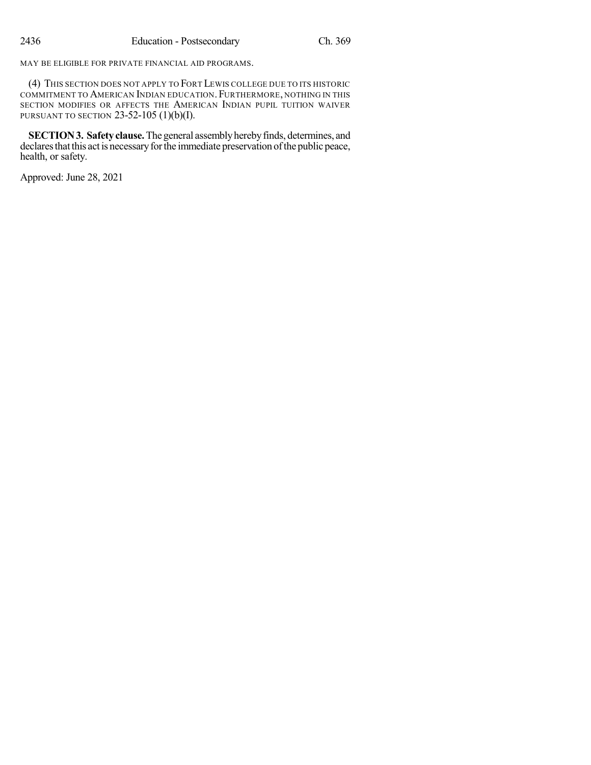MAY BE ELIGIBLE FOR PRIVATE FINANCIAL AID PROGRAMS.

(4) THIS SECTION DOES NOT APPLY TO FORT LEWIS COLLEGE DUE TO ITS HISTORIC COMMITMENT TO AMERICAN INDIAN EDUCATION. FURTHERMORE, NOTHING IN THIS SECTION MODIFIES OR AFFECTS THE AMERICAN INDIAN PUPIL TUITION WAIVER PURSUANT TO SECTION 23-52-105 (1)(b)(I).

**SECTION 3. Safety clause.** The general assembly hereby finds, determines, and declares that this act is necessary for the immediate preservation of the public peace, health, or safety.

Approved: June 28, 2021